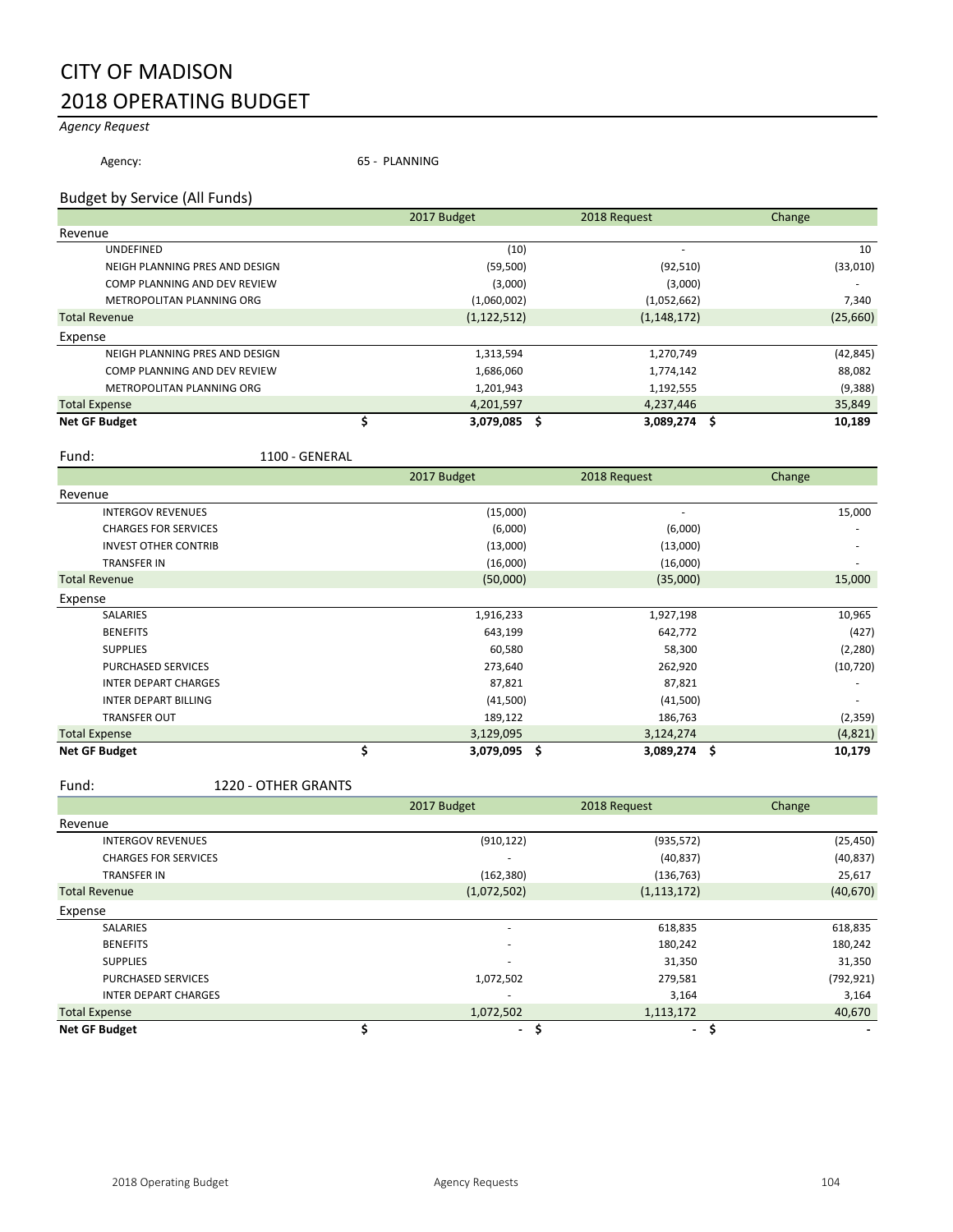# CITY OF MADISON
# 2018 OPERATING BUDGET

*Agency Request*

Agency: 65 - PLANNING

## Budget by Service (All Funds)

| | 2017 Budget | 2018 Request | Change |
|---|---|---|---|
| **Revenue** | | | |
| UNDEFINED | (10) | - | 10 |
| NEIGH PLANNING PRES AND DESIGN | (59,500) | (92,510) | (33,010) |
| COMP PLANNING AND DEV REVIEW | (3,000) | (3,000) | - |
| METROPOLITAN PLANNING ORG | (1,060,002) | (1,052,662) | 7,340 |
| Total Revenue | (1,122,512) | (1,148,172) | (25,660) |
| **Expense** | | | |
| NEIGH PLANNING PRES AND DESIGN | 1,313,594 | 1,270,749 | (42,845) |
| COMP PLANNING AND DEV REVIEW | 1,686,060 | 1,774,142 | 88,082 |
| METROPOLITAN PLANNING ORG | 1,201,943 | 1,192,555 | (9,388) |
| Total Expense | 4,201,597 | 4,237,446 | 35,849 |
| **Net GF Budget** | **$ 3,079,085** | **$ 3,089,274** | **$ 10,189** |

Fund: 1100 - GENERAL

| | 2017 Budget | 2018 Request | Change |
|---|---|---|---|
| **Revenue** | | | |
| INTERGOV REVENUES | (15,000) | - | 15,000 |
| CHARGES FOR SERVICES | (6,000) | (6,000) | - |
| INVEST OTHER CONTRIB | (13,000) | (13,000) | - |
| TRANSFER IN | (16,000) | (16,000) | - |
| Total Revenue | (50,000) | (35,000) | 15,000 |
| **Expense** | | | |
| SALARIES | 1,916,233 | 1,927,198 | 10,965 |
| BENEFITS | 643,199 | 642,772 | (427) |
| SUPPLIES | 60,580 | 58,300 | (2,280) |
| PURCHASED SERVICES | 273,640 | 262,920 | (10,720) |
| INTER DEPART CHARGES | 87,821 | 87,821 | - |
| INTER DEPART BILLING | (41,500) | (41,500) | - |
| TRANSFER OUT | 189,122 | 186,763 | (2,359) |
| Total Expense | 3,129,095 | 3,124,274 | (4,821) |
| **Net GF Budget** | **$ 3,079,095** | **$ 3,089,274** | **$ 10,179** |

Fund: 1220 - OTHER GRANTS

| | 2017 Budget | 2018 Request | Change |
|---|---|---|---|
| **Revenue** | | | |
| INTERGOV REVENUES | (910,122) | (935,572) | (25,450) |
| CHARGES FOR SERVICES | - | (40,837) | (40,837) |
| TRANSFER IN | (162,380) | (136,763) | 25,617 |
| Total Revenue | (1,072,502) | (1,113,172) | (40,670) |
| **Expense** | | | |
| SALARIES | - | 618,835 | 618,835 |
| BENEFITS | - | 180,242 | 180,242 |
| SUPPLIES | - | 31,350 | 31,350 |
| PURCHASED SERVICES | 1,072,502 | 279,581 | (792,921) |
| INTER DEPART CHARGES | - | 3,164 | 3,164 |
| Total Expense | 1,072,502 | 1,113,172 | 40,670 |
| **Net GF Budget** | **$ -** | **$ -** | **$ -** |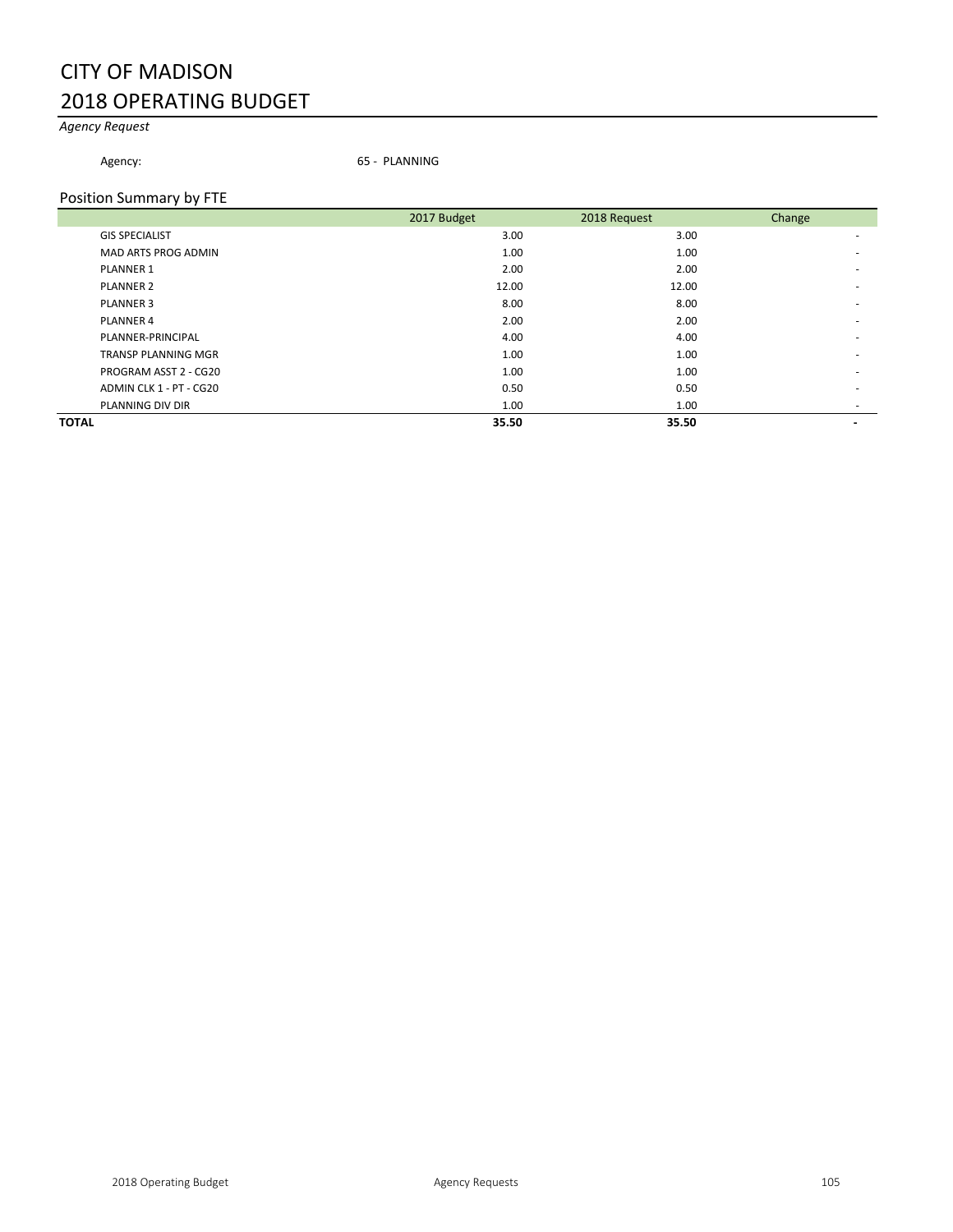# CITY OF MADISON
# 2018 OPERATING BUDGET

*Agency Request*

Agency: 65 - PLANNING

## Position Summary by FTE

| | 2017 Budget | 2018 Request | Change |
|---|---|---|---|
| GIS SPECIALIST | 3.00 | 3.00 | - |
| MAD ARTS PROG ADMIN | 1.00 | 1.00 | - |
| PLANNER 1 | 2.00 | 2.00 | - |
| PLANNER 2 | 12.00 | 12.00 | - |
| PLANNER 3 | 8.00 | 8.00 | - |
| PLANNER 4 | 2.00 | 2.00 | - |
| PLANNER-PRINCIPAL | 4.00 | 4.00 | - |
| TRANSP PLANNING MGR | 1.00 | 1.00 | - |
| PROGRAM ASST 2 - CG20 | 1.00 | 1.00 | - |
| ADMIN CLK 1 - PT - CG20 | 0.50 | 0.50 | - |
| PLANNING DIV DIR | 1.00 | 1.00 | - |
| **TOTAL** | **35.50** | **35.50** | **-** |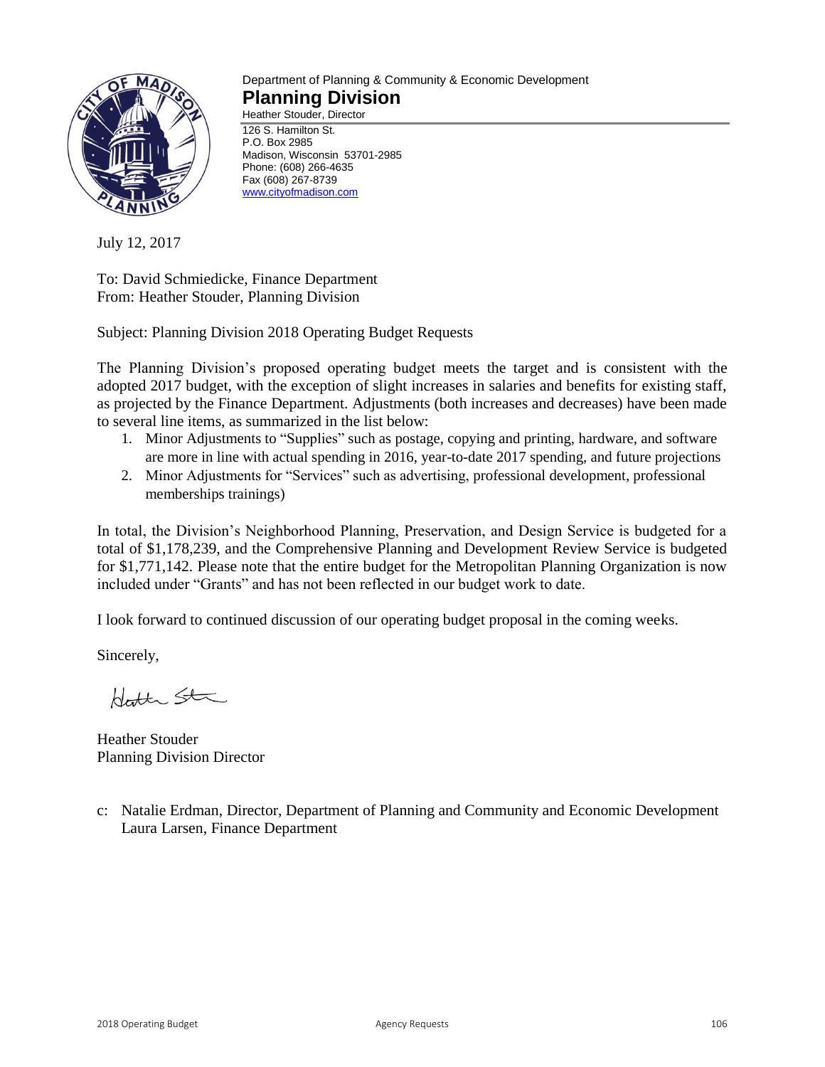Department of Planning & Community & Economic Development

# Planning Division

Heather Stouder, Director

126 S. Hamilton St.
P.O. Box 2985
Madison, Wisconsin 53701-2985
Phone: (608) 266-4635
Fax (608) 267-8739
www.cityofmadison.com

July 12, 2017

To: David Schmiedicke, Finance Department
From: Heather Stouder, Planning Division

Subject: Planning Division 2018 Operating Budget Requests

The Planning Division's proposed operating budget meets the target and is consistent with the adopted 2017 budget, with the exception of slight increases in salaries and benefits for existing staff, as projected by the Finance Department. Adjustments (both increases and decreases) have been made to several line items, as summarized in the list below:

1. Minor Adjustments to "Supplies" such as postage, copying and printing, hardware, and software are more in line with actual spending in 2016, year-to-date 2017 spending, and future projections
2. Minor Adjustments for "Services" such as advertising, professional development, professional memberships trainings)

In total, the Division's Neighborhood Planning, Preservation, and Design Service is budgeted for a total of $1,178,239, and the Comprehensive Planning and Development Review Service is budgeted for $1,771,142. Please note that the entire budget for the Metropolitan Planning Organization is now included under "Grants" and has not been reflected in our budget work to date.

I look forward to continued discussion of our operating budget proposal in the coming weeks.

Sincerely,

Heather Stouder
Planning Division Director

c: Natalie Erdman, Director, Department of Planning and Community and Economic Development
Laura Larsen, Finance Department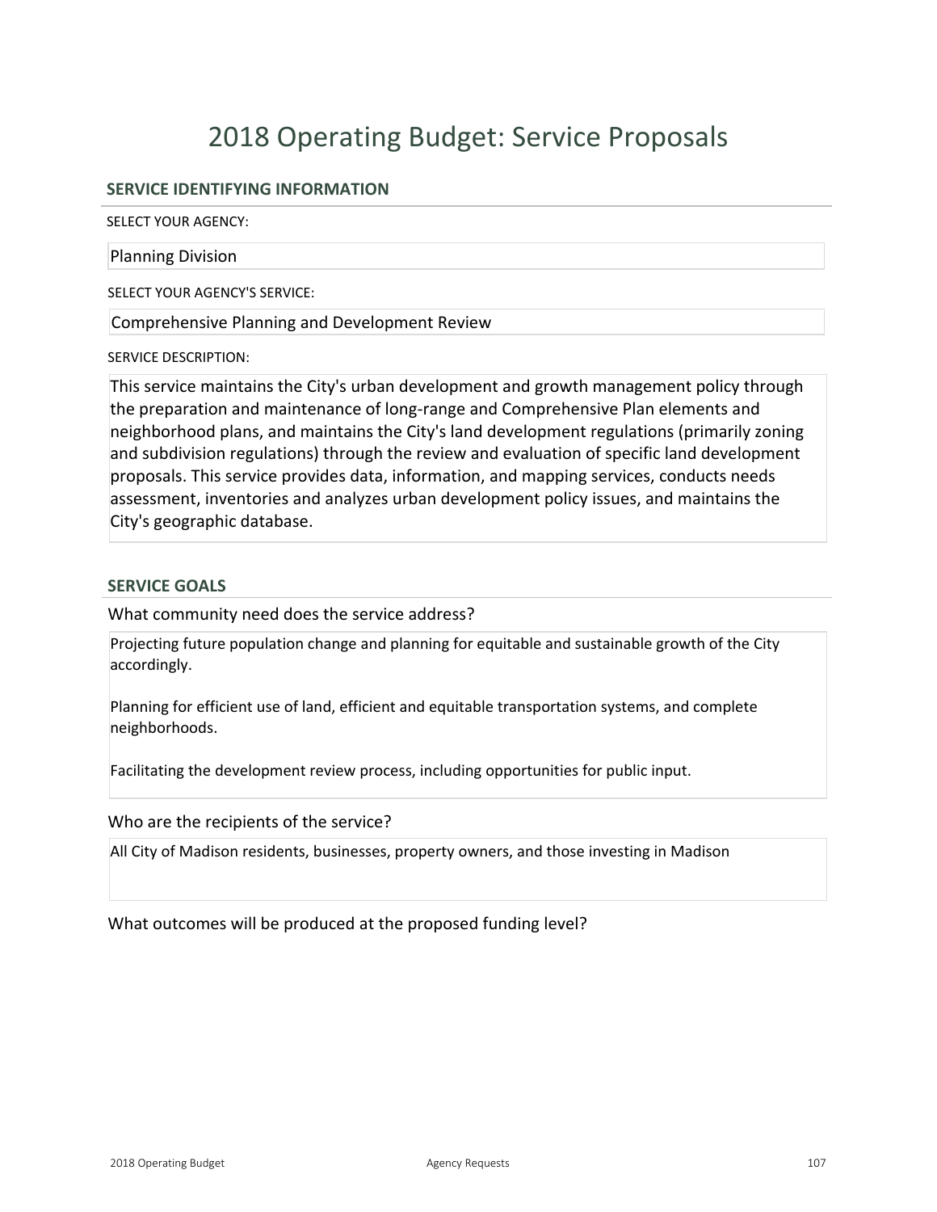# 2018 Operating Budget: Service Proposals

## SERVICE IDENTIFYING INFORMATION

SELECT YOUR AGENCY:

Planning Division

SELECT YOUR AGENCY'S SERVICE:

Comprehensive Planning and Development Review

SERVICE DESCRIPTION:

This service maintains the City's urban development and growth management policy through the preparation and maintenance of long-range and Comprehensive Plan elements and neighborhood plans, and maintains the City's land development regulations (primarily zoning and subdivision regulations) through the review and evaluation of specific land development proposals. This service provides data, information, and mapping services, conducts needs assessment, inventories and analyzes urban development policy issues, and maintains the City's geographic database.

## SERVICE GOALS

What community need does the service address?

Projecting future population change and planning for equitable and sustainable growth of the City accordingly.

Planning for efficient use of land, efficient and equitable transportation systems, and complete neighborhoods.

Facilitating the development review process, including opportunities for public input.

Who are the recipients of the service?

All City of Madison residents, businesses, property owners, and those investing in Madison

What outcomes will be produced at the proposed funding level?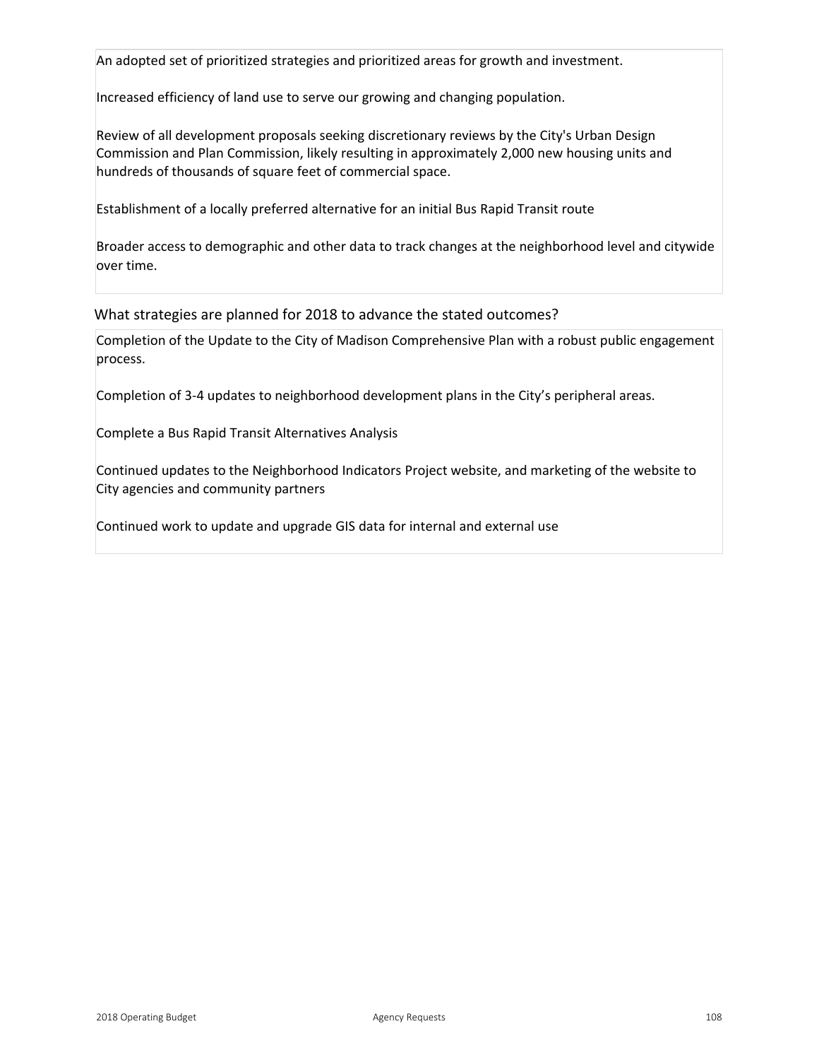An adopted set of prioritized strategies and prioritized areas for growth and investment.

Increased efficiency of land use to serve our growing and changing population.

Review of all development proposals seeking discretionary reviews by the City's Urban Design Commission and Plan Commission, likely resulting in approximately 2,000 new housing units and hundreds of thousands of square feet of commercial space.

Establishment of a locally preferred alternative for an initial Bus Rapid Transit route

Broader access to demographic and other data to track changes at the neighborhood level and citywide over time.

What strategies are planned for 2018 to advance the stated outcomes?

Completion of the Update to the City of Madison Comprehensive Plan with a robust public engagement process.

Completion of 3-4 updates to neighborhood development plans in the City's peripheral areas.

Complete a Bus Rapid Transit Alternatives Analysis

Continued updates to the Neighborhood Indicators Project website, and marketing of the website to City agencies and community partners

Continued work to update and upgrade GIS data for internal and external use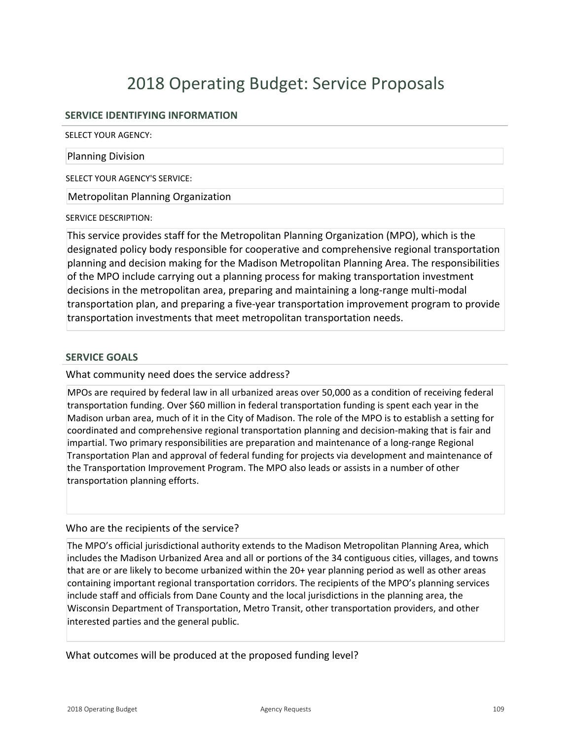# 2018 Operating Budget: Service Proposals

## SERVICE IDENTIFYING INFORMATION

SELECT YOUR AGENCY:

Planning Division

SELECT YOUR AGENCY'S SERVICE:

Metropolitan Planning Organization

SERVICE DESCRIPTION:

This service provides staff for the Metropolitan Planning Organization (MPO), which is the designated policy body responsible for cooperative and comprehensive regional transportation planning and decision making for the Madison Metropolitan Planning Area. The responsibilities of the MPO include carrying out a planning process for making transportation investment decisions in the metropolitan area, preparing and maintaining a long-range multi-modal transportation plan, and preparing a five-year transportation improvement program to provide transportation investments that meet metropolitan transportation needs.

## SERVICE GOALS

What community need does the service address?

MPOs are required by federal law in all urbanized areas over 50,000 as a condition of receiving federal transportation funding. Over $60 million in federal transportation funding is spent each year in the Madison urban area, much of it in the City of Madison. The role of the MPO is to establish a setting for coordinated and comprehensive regional transportation planning and decision-making that is fair and impartial. Two primary responsibilities are preparation and maintenance of a long-range Regional Transportation Plan and approval of federal funding for projects via development and maintenance of the Transportation Improvement Program. The MPO also leads or assists in a number of other transportation planning efforts.

Who are the recipients of the service?

The MPO's official jurisdictional authority extends to the Madison Metropolitan Planning Area, which includes the Madison Urbanized Area and all or portions of the 34 contiguous cities, villages, and towns that are or are likely to become urbanized within the 20+ year planning period as well as other areas containing important regional transportation corridors. The recipients of the MPO's planning services include staff and officials from Dane County and the local jurisdictions in the planning area, the Wisconsin Department of Transportation, Metro Transit, other transportation providers, and other interested parties and the general public.

What outcomes will be produced at the proposed funding level?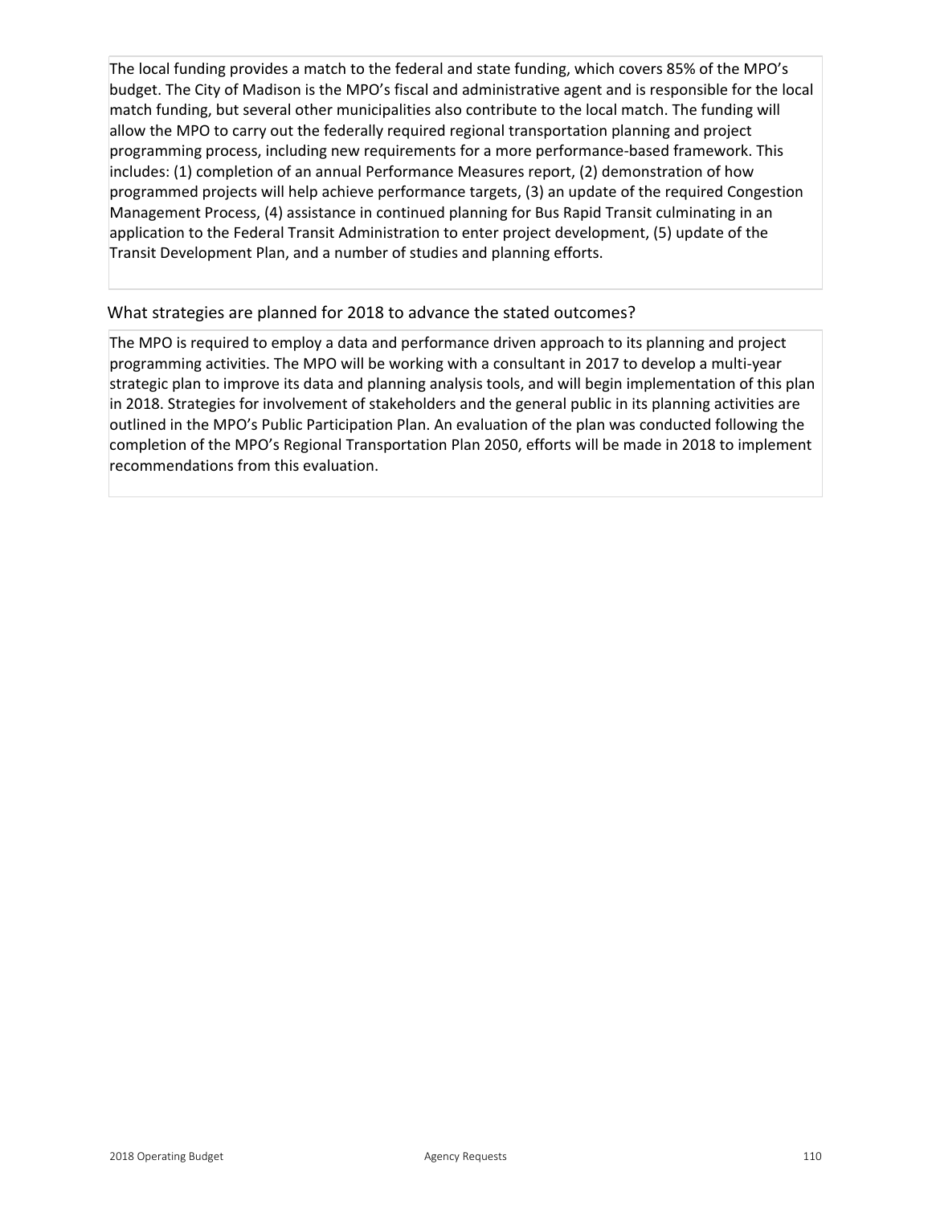The local funding provides a match to the federal and state funding, which covers 85% of the MPO's budget. The City of Madison is the MPO's fiscal and administrative agent and is responsible for the local match funding, but several other municipalities also contribute to the local match. The funding will allow the MPO to carry out the federally required regional transportation planning and project programming process, including new requirements for a more performance-based framework. This includes: (1) completion of an annual Performance Measures report, (2) demonstration of how programmed projects will help achieve performance targets, (3) an update of the required Congestion Management Process, (4) assistance in continued planning for Bus Rapid Transit culminating in an application to the Federal Transit Administration to enter project development, (5) update of the Transit Development Plan, and a number of studies and planning efforts.

### What strategies are planned for 2018 to advance the stated outcomes?

The MPO is required to employ a data and performance driven approach to its planning and project programming activities. The MPO will be working with a consultant in 2017 to develop a multi-year strategic plan to improve its data and planning analysis tools, and will begin implementation of this plan in 2018. Strategies for involvement of stakeholders and the general public in its planning activities are outlined in the MPO's Public Participation Plan. An evaluation of the plan was conducted following the completion of the MPO's Regional Transportation Plan 2050, efforts will be made in 2018 to implement recommendations from this evaluation.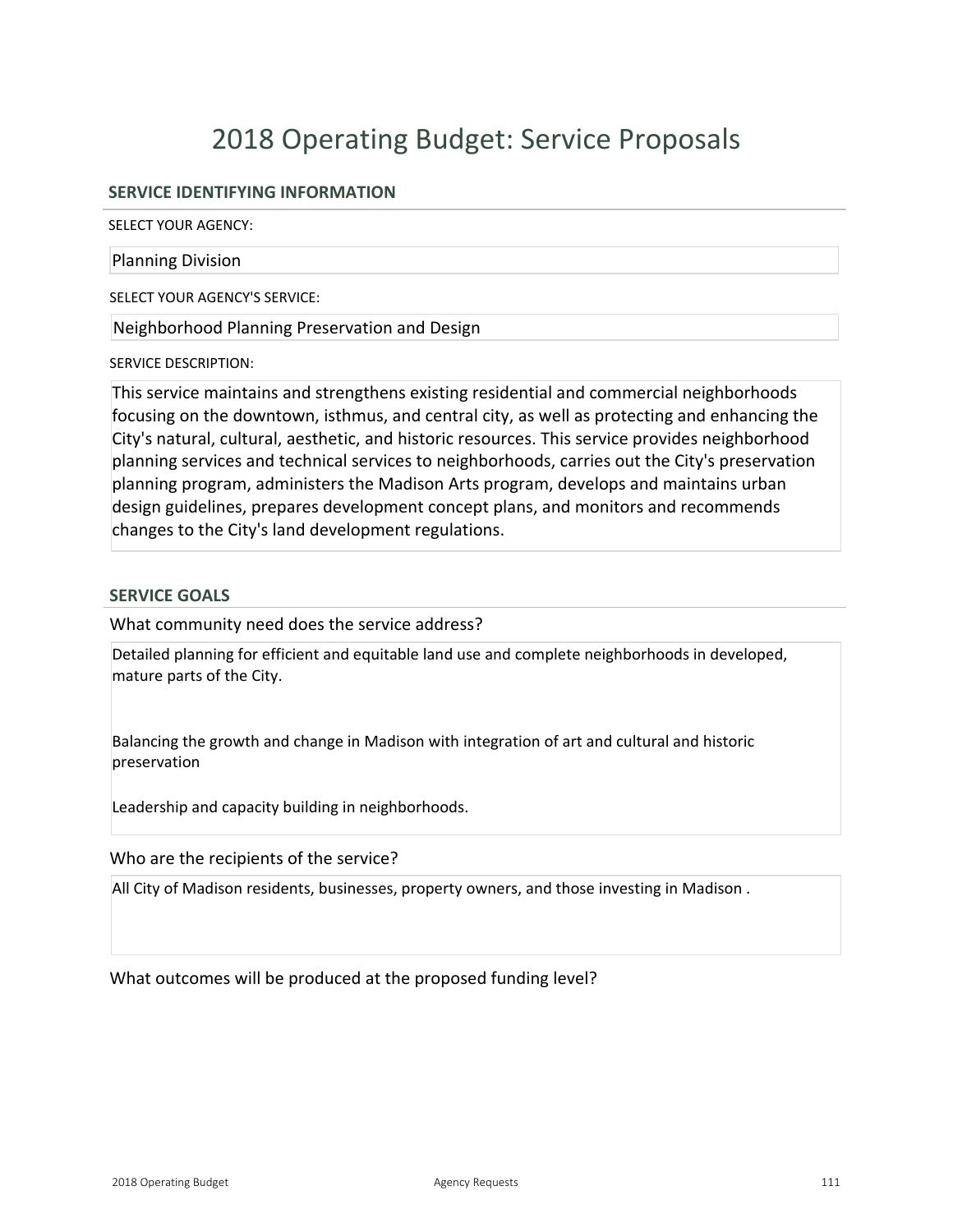# 2018 Operating Budget: Service Proposals

## SERVICE IDENTIFYING INFORMATION

SELECT YOUR AGENCY:

Planning Division

SELECT YOUR AGENCY'S SERVICE:

Neighborhood Planning Preservation and Design

SERVICE DESCRIPTION:

This service maintains and strengthens existing residential and commercial neighborhoods focusing on the downtown, isthmus, and central city, as well as protecting and enhancing the City's natural, cultural, aesthetic, and historic resources. This service provides neighborhood planning services and technical services to neighborhoods, carries out the City's preservation planning program, administers the Madison Arts program, develops and maintains urban design guidelines, prepares development concept plans, and monitors and recommends changes to the City's land development regulations.

## SERVICE GOALS

### What community need does the service address?

Detailed planning for efficient and equitable land use and complete neighborhoods in developed, mature parts of the City.

Balancing the growth and change in Madison with integration of art and cultural and historic preservation

Leadership and capacity building in neighborhoods.

### Who are the recipients of the service?

All City of Madison residents, businesses, property owners, and those investing in Madison .

### What outcomes will be produced at the proposed funding level?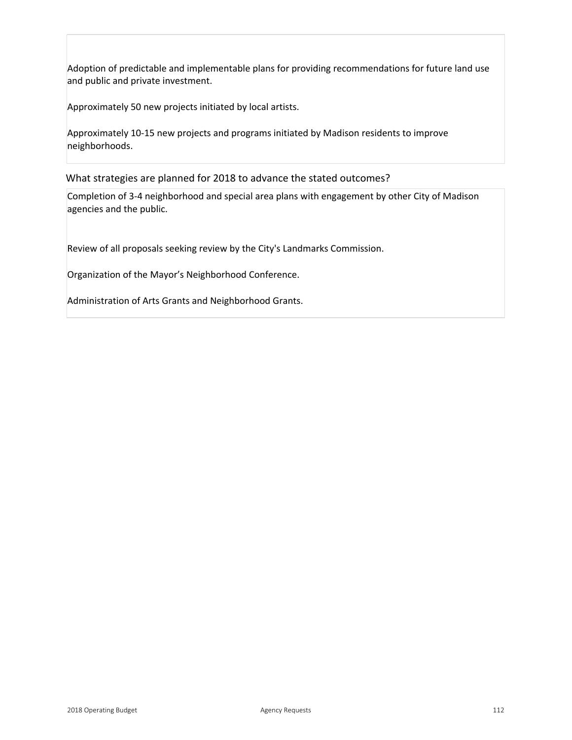Adoption of predictable and implementable plans for providing recommendations for future land use and public and private investment.

Approximately 50 new projects initiated by local artists.

Approximately 10-15 new projects and programs initiated by Madison residents to improve neighborhoods.

What strategies are planned for 2018 to advance the stated outcomes?

Completion of 3-4 neighborhood and special area plans with engagement by other City of Madison agencies and the public.

Review of all proposals seeking review by the City's Landmarks Commission.

Organization of the Mayor's Neighborhood Conference.

Administration of Arts Grants and Neighborhood Grants.